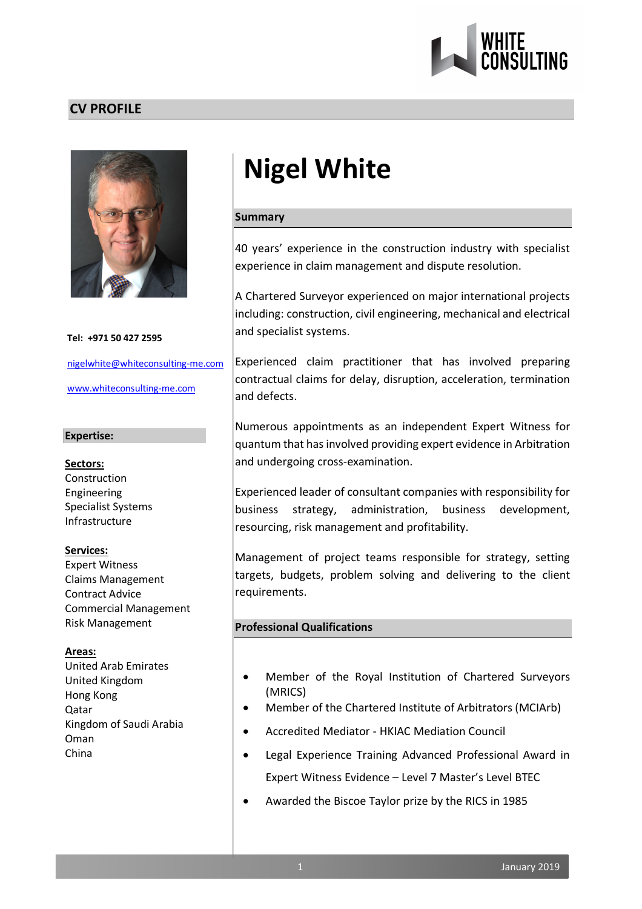WHITE CONSULTING

## CV PROFILE

# Nigel White

**Tel: +971 50 427 2595**

nigelwhite@whiteconsulting-me.com

www.whiteconsulting-me.com

### Expertise:

**Sectors:**
Construction
Engineering
Specialist Systems
Infrastructure

**Services:**
Expert Witness
Claims Management
Contract Advice
Commercial Management
Risk Management

**Areas:**
United Arab Emirates
United Kingdom
Hong Kong
Qatar
Kingdom of Saudi Arabia
Oman
China

## Summary

40 years' experience in the construction industry with specialist experience in claim management and dispute resolution.

A Chartered Surveyor experienced on major international projects including: construction, civil engineering, mechanical and electrical and specialist systems.

Experienced claim practitioner that has involved preparing contractual claims for delay, disruption, acceleration, termination and defects.

Numerous appointments as an independent Expert Witness for quantum that has involved providing expert evidence in Arbitration and undergoing cross-examination.

Experienced leader of consultant companies with responsibility for business strategy, administration, business development, resourcing, risk management and profitability.

Management of project teams responsible for strategy, setting targets, budgets, problem solving and delivering to the client requirements.

## Professional Qualifications

- Member of the Royal Institution of Chartered Surveyors (MRICS)
- Member of the Chartered Institute of Arbitrators (MCIArb)
- Accredited Mediator - HKIAC Mediation Council
- Legal Experience Training Advanced Professional Award in Expert Witness Evidence – Level 7 Master's Level BTEC
- Awarded the Biscoe Taylor prize by the RICS in 1985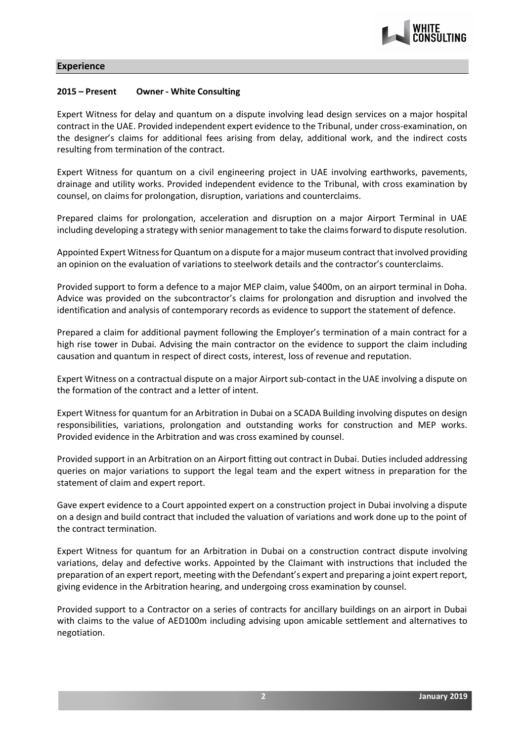## Experience

**2015 – Present Owner - White Consulting**

Expert Witness for delay and quantum on a dispute involving lead design services on a major hospital contract in the UAE. Provided independent expert evidence to the Tribunal, under cross-examination, on the designer's claims for additional fees arising from delay, additional work, and the indirect costs resulting from termination of the contract.

Expert Witness for quantum on a civil engineering project in UAE involving earthworks, pavements, drainage and utility works. Provided independent evidence to the Tribunal, with cross examination by counsel, on claims for prolongation, disruption, variations and counterclaims.

Prepared claims for prolongation, acceleration and disruption on a major Airport Terminal in UAE including developing a strategy with senior management to take the claims forward to dispute resolution.

Appointed Expert Witness for Quantum on a dispute for a major museum contract that involved providing an opinion on the evaluation of variations to steelwork details and the contractor's counterclaims.

Provided support to form a defence to a major MEP claim, value $400m, on an airport terminal in Doha. Advice was provided on the subcontractor's claims for prolongation and disruption and involved the identification and analysis of contemporary records as evidence to support the statement of defence.

Prepared a claim for additional payment following the Employer's termination of a main contract for a high rise tower in Dubai. Advising the main contractor on the evidence to support the claim including causation and quantum in respect of direct costs, interest, loss of revenue and reputation.

Expert Witness on a contractual dispute on a major Airport sub-contact in the UAE involving a dispute on the formation of the contract and a letter of intent.

Expert Witness for quantum for an Arbitration in Dubai on a SCADA Building involving disputes on design responsibilities, variations, prolongation and outstanding works for construction and MEP works. Provided evidence in the Arbitration and was cross examined by counsel.

Provided support in an Arbitration on an Airport fitting out contract in Dubai. Duties included addressing queries on major variations to support the legal team and the expert witness in preparation for the statement of claim and expert report.

Gave expert evidence to a Court appointed expert on a construction project in Dubai involving a dispute on a design and build contract that included the valuation of variations and work done up to the point of the contract termination.

Expert Witness for quantum for an Arbitration in Dubai on a construction contract dispute involving variations, delay and defective works. Appointed by the Claimant with instructions that included the preparation of an expert report, meeting with the Defendant's expert and preparing a joint expert report, giving evidence in the Arbitration hearing, and undergoing cross examination by counsel.

Provided support to a Contractor on a series of contracts for ancillary buildings on an airport in Dubai with claims to the value of AED100m including advising upon amicable settlement and alternatives to negotiation.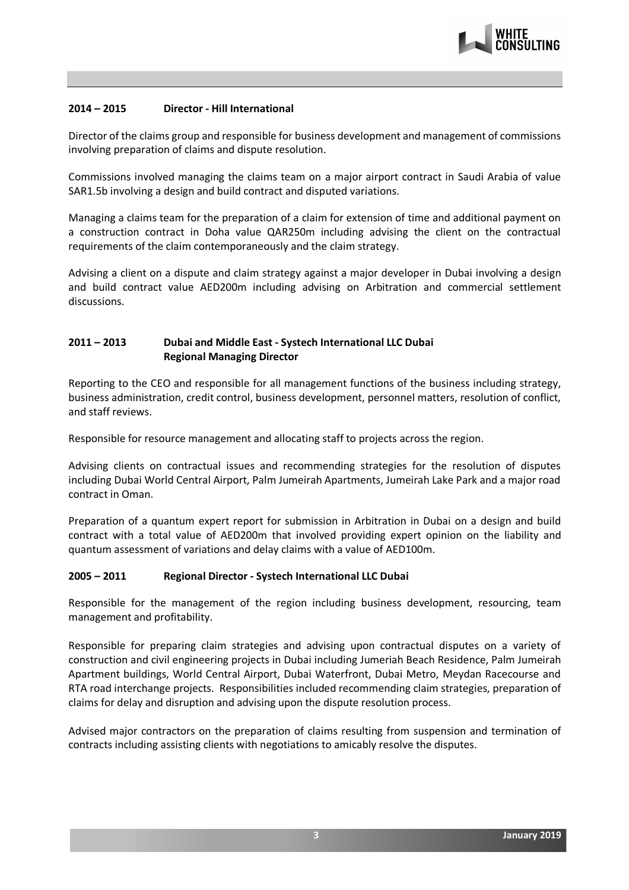**2014 – 2015 Director - Hill International**

Director of the claims group and responsible for business development and management of commissions involving preparation of claims and dispute resolution.

Commissions involved managing the claims team on a major airport contract in Saudi Arabia of value SAR1.5b involving a design and build contract and disputed variations.

Managing a claims team for the preparation of a claim for extension of time and additional payment on a construction contract in Doha value QAR250m including advising the client on the contractual requirements of the claim contemporaneously and the claim strategy.

Advising a client on a dispute and claim strategy against a major developer in Dubai involving a design and build contract value AED200m including advising on Arbitration and commercial settlement discussions.

**2011 – 2013 Dubai and Middle East - Systech International LLC Dubai**
**Regional Managing Director**

Reporting to the CEO and responsible for all management functions of the business including strategy, business administration, credit control, business development, personnel matters, resolution of conflict, and staff reviews.

Responsible for resource management and allocating staff to projects across the region.

Advising clients on contractual issues and recommending strategies for the resolution of disputes including Dubai World Central Airport, Palm Jumeirah Apartments, Jumeirah Lake Park and a major road contract in Oman.

Preparation of a quantum expert report for submission in Arbitration in Dubai on a design and build contract with a total value of AED200m that involved providing expert opinion on the liability and quantum assessment of variations and delay claims with a value of AED100m.

**2005 – 2011 Regional Director - Systech International LLC Dubai**

Responsible for the management of the region including business development, resourcing, team management and profitability.

Responsible for preparing claim strategies and advising upon contractual disputes on a variety of construction and civil engineering projects in Dubai including Jumeriah Beach Residence, Palm Jumeirah Apartment buildings, World Central Airport, Dubai Waterfront, Dubai Metro, Meydan Racecourse and RTA road interchange projects. Responsibilities included recommending claim strategies, preparation of claims for delay and disruption and advising upon the dispute resolution process.

Advised major contractors on the preparation of claims resulting from suspension and termination of contracts including assisting clients with negotiations to amicably resolve the disputes.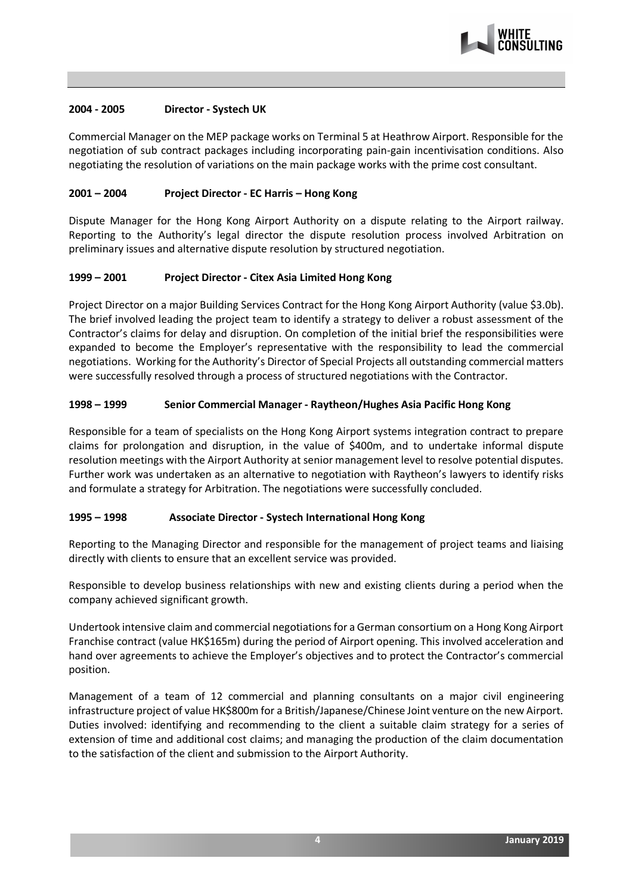**2004 - 2005 Director - Systech UK**

Commercial Manager on the MEP package works on Terminal 5 at Heathrow Airport. Responsible for the negotiation of sub contract packages including incorporating pain-gain incentivisation conditions. Also negotiating the resolution of variations on the main package works with the prime cost consultant.

**2001 – 2004 Project Director - EC Harris – Hong Kong**

Dispute Manager for the Hong Kong Airport Authority on a dispute relating to the Airport railway. Reporting to the Authority's legal director the dispute resolution process involved Arbitration on preliminary issues and alternative dispute resolution by structured negotiation.

**1999 – 2001 Project Director - Citex Asia Limited Hong Kong**

Project Director on a major Building Services Contract for the Hong Kong Airport Authority (value $3.0b). The brief involved leading the project team to identify a strategy to deliver a robust assessment of the Contractor's claims for delay and disruption. On completion of the initial brief the responsibilities were expanded to become the Employer's representative with the responsibility to lead the commercial negotiations. Working for the Authority's Director of Special Projects all outstanding commercial matters were successfully resolved through a process of structured negotiations with the Contractor.

**1998 – 1999 Senior Commercial Manager - Raytheon/Hughes Asia Pacific Hong Kong**

Responsible for a team of specialists on the Hong Kong Airport systems integration contract to prepare claims for prolongation and disruption, in the value of $400m, and to undertake informal dispute resolution meetings with the Airport Authority at senior management level to resolve potential disputes. Further work was undertaken as an alternative to negotiation with Raytheon's lawyers to identify risks and formulate a strategy for Arbitration. The negotiations were successfully concluded.

**1995 – 1998 Associate Director - Systech International Hong Kong**

Reporting to the Managing Director and responsible for the management of project teams and liaising directly with clients to ensure that an excellent service was provided.

Responsible to develop business relationships with new and existing clients during a period when the company achieved significant growth.

Undertook intensive claim and commercial negotiations for a German consortium on a Hong Kong Airport Franchise contract (value HK$165m) during the period of Airport opening. This involved acceleration and hand over agreements to achieve the Employer's objectives and to protect the Contractor's commercial position.

Management of a team of 12 commercial and planning consultants on a major civil engineering infrastructure project of value HK$800m for a British/Japanese/Chinese Joint venture on the new Airport. Duties involved: identifying and recommending to the client a suitable claim strategy for a series of extension of time and additional cost claims; and managing the production of the claim documentation to the satisfaction of the client and submission to the Airport Authority.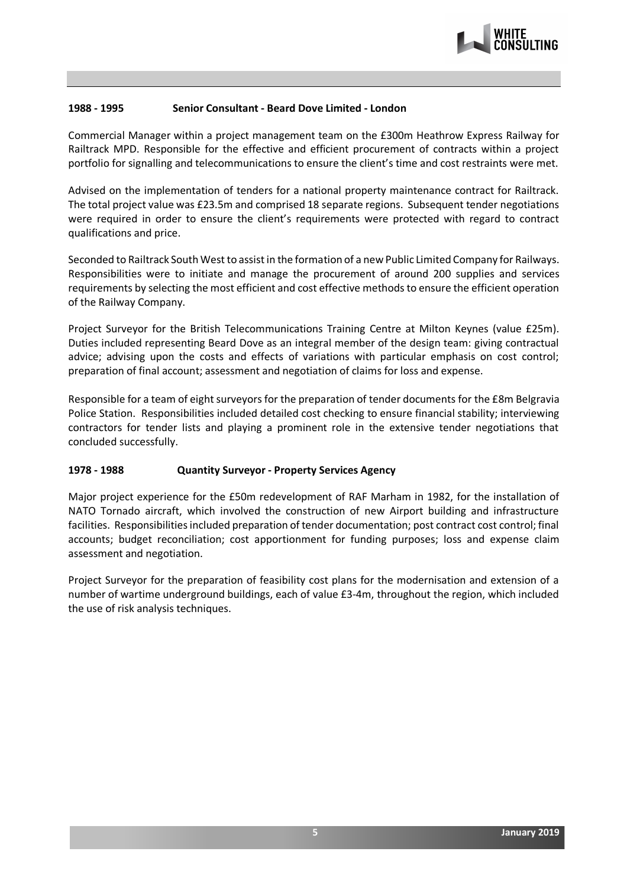**1988 - 1995 Senior Consultant - Beard Dove Limited - London**

Commercial Manager within a project management team on the £300m Heathrow Express Railway for Railtrack MPD. Responsible for the effective and efficient procurement of contracts within a project portfolio for signalling and telecommunications to ensure the client's time and cost restraints were met.

Advised on the implementation of tenders for a national property maintenance contract for Railtrack. The total project value was £23.5m and comprised 18 separate regions. Subsequent tender negotiations were required in order to ensure the client's requirements were protected with regard to contract qualifications and price.

Seconded to Railtrack South West to assist in the formation of a new Public Limited Company for Railways. Responsibilities were to initiate and manage the procurement of around 200 supplies and services requirements by selecting the most efficient and cost effective methods to ensure the efficient operation of the Railway Company.

Project Surveyor for the British Telecommunications Training Centre at Milton Keynes (value £25m). Duties included representing Beard Dove as an integral member of the design team: giving contractual advice; advising upon the costs and effects of variations with particular emphasis on cost control; preparation of final account; assessment and negotiation of claims for loss and expense.

Responsible for a team of eight surveyors for the preparation of tender documents for the £8m Belgravia Police Station. Responsibilities included detailed cost checking to ensure financial stability; interviewing contractors for tender lists and playing a prominent role in the extensive tender negotiations that concluded successfully.

**1978 - 1988 Quantity Surveyor - Property Services Agency**

Major project experience for the £50m redevelopment of RAF Marham in 1982, for the installation of NATO Tornado aircraft, which involved the construction of new Airport building and infrastructure facilities. Responsibilities included preparation of tender documentation; post contract cost control; final accounts; budget reconciliation; cost apportionment for funding purposes; loss and expense claim assessment and negotiation.

Project Surveyor for the preparation of feasibility cost plans for the modernisation and extension of a number of wartime underground buildings, each of value £3-4m, throughout the region, which included the use of risk analysis techniques.